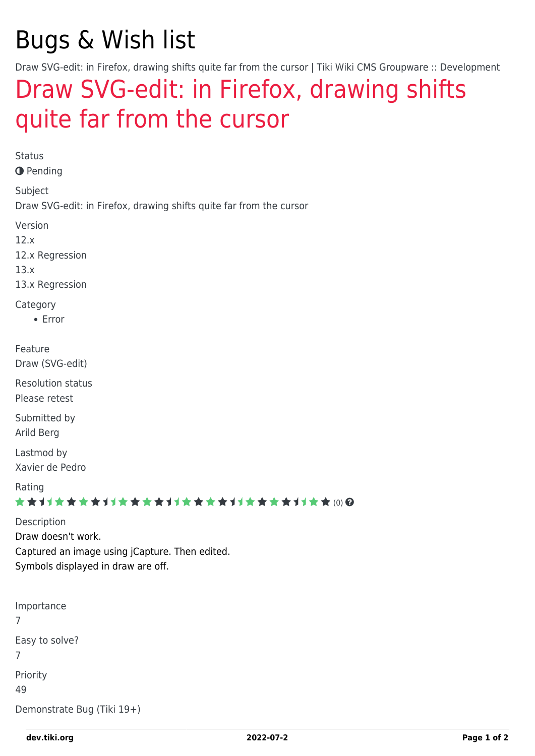# Bugs & Wish list

Draw SVG-edit: in Firefox, drawing shifts quite far from the cursor | Tiki Wiki CMS Groupware :: Development

## Draw SVG-edit: in Firefox, drawing shifts quite far from the cursor

Status

Pending

Subject

Draw SVG-edit: in Firefox, drawing shifts quite far from the cursor

Version

12.x
12.x Regression
13.x
13.x Regression

Category

- Error

Feature

Draw (SVG-edit)

Resolution status

Please retest

Submitted by

Arild Berg

Lastmod by

Xavier de Pedro

Rating

(0)

Description

Draw doesn't work.
Captured an image using jCapture. Then edited.
Symbols displayed in draw are off.

Importance

7

Easy to solve?

7

Priority

49

Demonstrate Bug (Tiki 19+)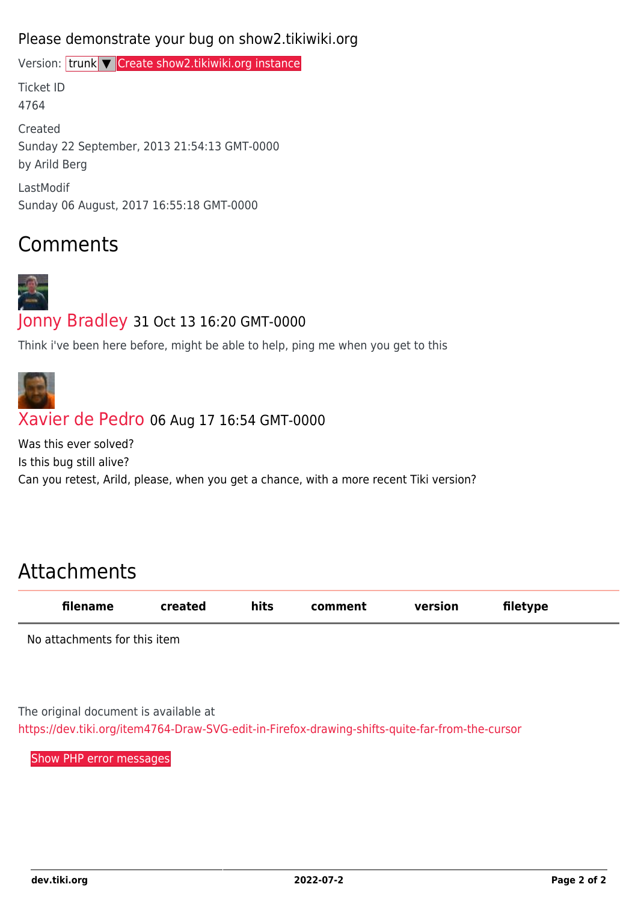Please demonstrate your bug on show2.tikiwiki.org

Version: trunk ▼ Create show2.tikiwiki.org instance

Ticket ID
4764

Created
Sunday 22 September, 2013 21:54:13 GMT-0000
by Arild Berg

LastModif
Sunday 06 August, 2017 16:55:18 GMT-0000

## Comments

### Jonny Bradley 31 Oct 13 16:20 GMT-0000

Think i've been here before, might be able to help, ping me when you get to this

### Xavier de Pedro 06 Aug 17 16:54 GMT-0000

Was this ever solved?
Is this bug still alive?
Can you retest, Arild, please, when you get a chance, with a more recent Tiki version?

## Attachments

| filename | created | hits | comment | version | filetype |
|---|---|---|---|---|---|
| No attachments for this item | | | | | |

The original document is available at
https://dev.tiki.org/item4764-Draw-SVG-edit-in-Firefox-drawing-shifts-quite-far-from-the-cursor

Show PHP error messages